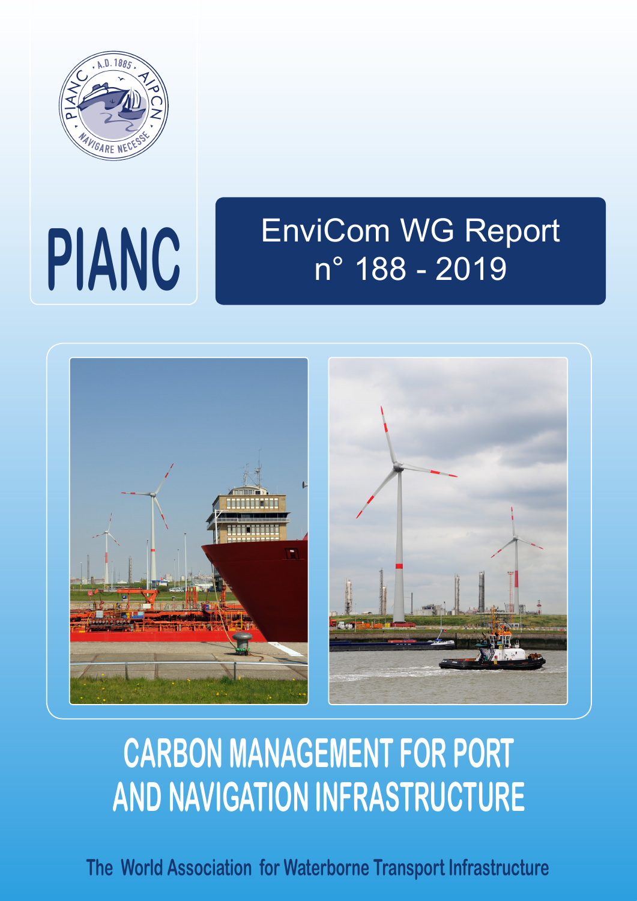PIANC

EnviCom WG Report
n° 188 - 2019

# CARBON MANAGEMENT FOR PORT AND NAVIGATION INFRASTRUCTURE

The World Association for Waterborne Transport Infrastructure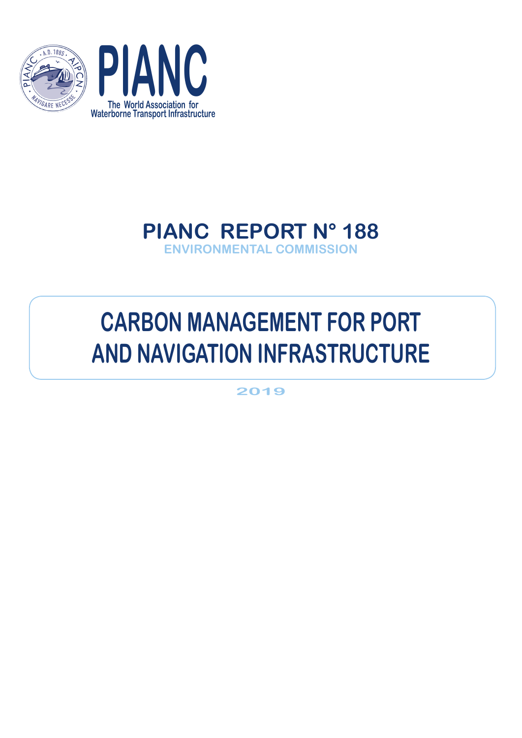PIANC

The World Association for Waterborne Transport Infrastructure

# PIANC REPORT N° 188

ENVIRONMENTAL COMMISSION

# CARBON MANAGEMENT FOR PORT AND NAVIGATION INFRASTRUCTURE

2019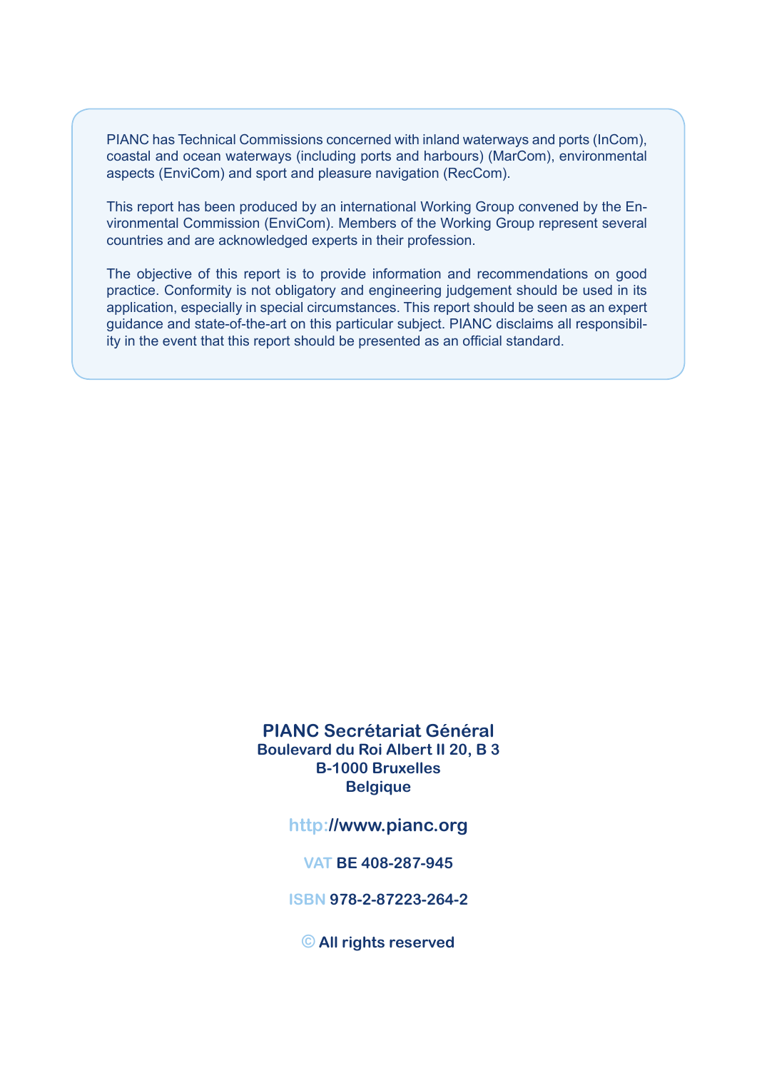PIANC has Technical Commissions concerned with inland waterways and ports (InCom), coastal and ocean waterways (including ports and harbours) (MarCom), environmental aspects (EnviCom) and sport and pleasure navigation (RecCom).

This report has been produced by an international Working Group convened by the Environmental Commission (EnviCom). Members of the Working Group represent several countries and are acknowledged experts in their profession.

The objective of this report is to provide information and recommendations on good practice. Conformity is not obligatory and engineering judgement should be used in its application, especially in special circumstances. This report should be seen as an expert guidance and state-of-the-art on this particular subject. PIANC disclaims all responsibility in the event that this report should be presented as an official standard.

**PIANC Secrétariat Général**
**Boulevard du Roi Albert II 20, B 3**
**B-1000 Bruxelles**
**Belgique**

**http://www.pianc.org**

**VAT BE 408-287-945**

**ISBN 978-2-87223-264-2**

**© All rights reserved**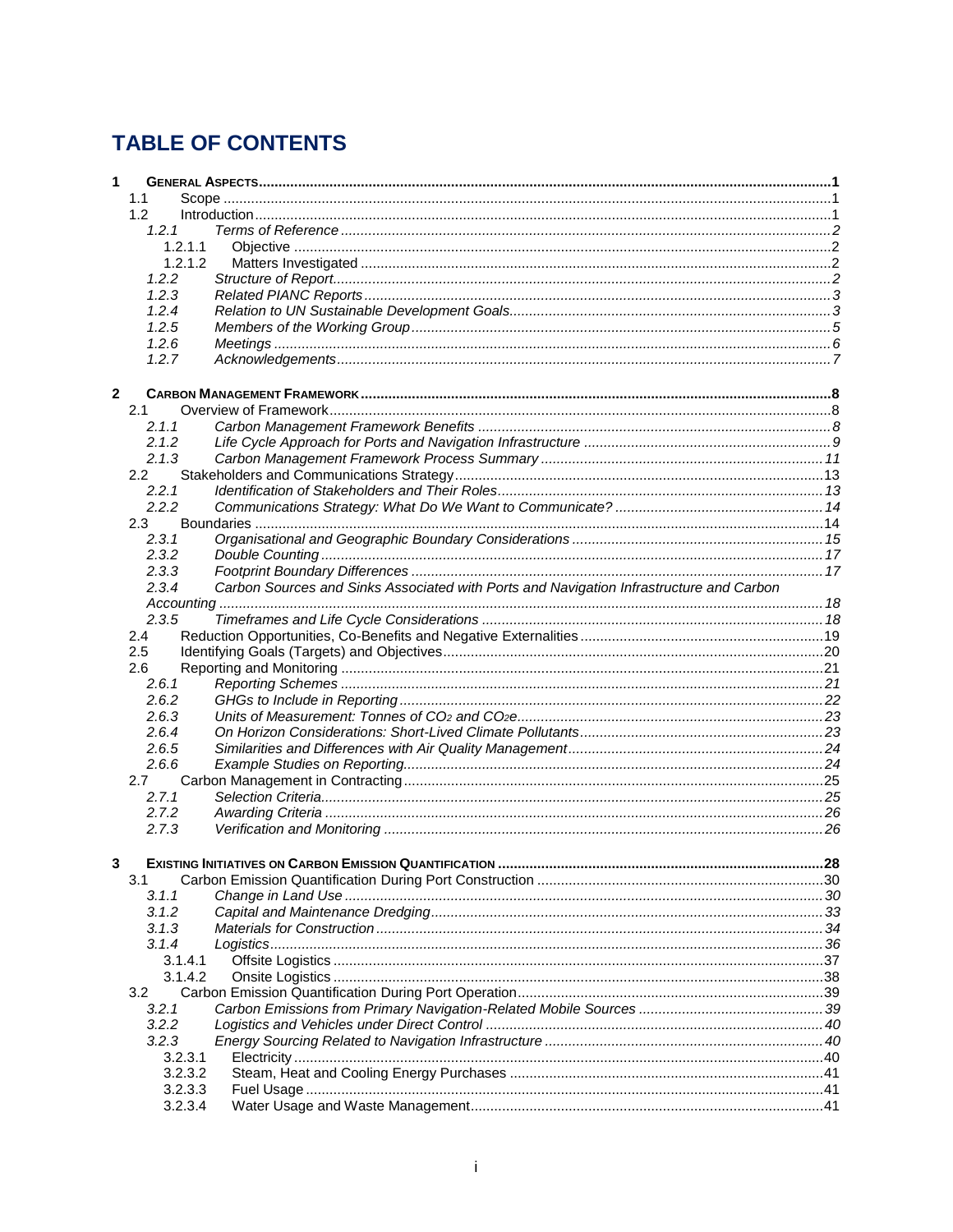# TABLE OF CONTENTS

- 1 GENERAL ASPECTS ... 1
  - 1.1 Scope ... 1
  - 1.2 Introduction ... 1
    - *1.2.1 Terms of Reference ... 2*
      - 1.2.1.1 Objective ... 2
      - 1.2.1.2 Matters Investigated ... 2
    - *1.2.2 Structure of Report ... 2*
    - *1.2.3 Related PIANC Reports ... 3*
    - *1.2.4 Relation to UN Sustainable Development Goals ... 3*
    - *1.2.5 Members of the Working Group ... 5*
    - *1.2.6 Meetings ... 6*
    - *1.2.7 Acknowledgements ... 7*

- 2 CARBON MANAGEMENT FRAMEWORK ... 8
  - 2.1 Overview of Framework ... 8
    - *2.1.1 Carbon Management Framework Benefits ... 8*
    - *2.1.2 Life Cycle Approach for Ports and Navigation Infrastructure ... 9*
    - *2.1.3 Carbon Management Framework Process Summary ... 11*
  - 2.2 Stakeholders and Communications Strategy ... 13
    - *2.2.1 Identification of Stakeholders and Their Roles ... 13*
    - *2.2.2 Communications Strategy: What Do We Want to Communicate? ... 14*
  - 2.3 Boundaries ... 14
    - *2.3.1 Organisational and Geographic Boundary Considerations ... 15*
    - *2.3.2 Double Counting ... 17*
    - *2.3.3 Footprint Boundary Differences ... 17*
    - *2.3.4 Carbon Sources and Sinks Associated with Ports and Navigation Infrastructure and Carbon Accounting ... 18*
    - *2.3.5 Timeframes and Life Cycle Considerations ... 18*
  - 2.4 Reduction Opportunities, Co-Benefits and Negative Externalities ... 19
  - 2.5 Identifying Goals (Targets) and Objectives ... 20
  - 2.6 Reporting and Monitoring ... 21
    - *2.6.1 Reporting Schemes ... 21*
    - *2.6.2 GHGs to Include in Reporting ... 22*
    - *2.6.3 Units of Measurement: Tonnes of $CO_2$ and $CO_2e$ ... 23*
    - *2.6.4 On Horizon Considerations: Short-Lived Climate Pollutants ... 23*
    - *2.6.5 Similarities and Differences with Air Quality Management ... 24*
    - *2.6.6 Example Studies on Reporting ... 24*
  - 2.7 Carbon Management in Contracting ... 25
    - *2.7.1 Selection Criteria ... 25*
    - *2.7.2 Awarding Criteria ... 26*
    - *2.7.3 Verification and Monitoring ... 26*

- 3 EXISTING INITIATIVES ON CARBON EMISSION QUANTIFICATION ... 28
  - 3.1 Carbon Emission Quantification During Port Construction ... 30
    - *3.1.1 Change in Land Use ... 30*
    - *3.1.2 Capital and Maintenance Dredging ... 33*
    - *3.1.3 Materials for Construction ... 34*
    - *3.1.4 Logistics ... 36*
      - 3.1.4.1 Offsite Logistics ... 37
      - 3.1.4.2 Onsite Logistics ... 38
  - 3.2 Carbon Emission Quantification During Port Operation ... 39
    - *3.2.1 Carbon Emissions from Primary Navigation-Related Mobile Sources ... 39*
    - *3.2.2 Logistics and Vehicles under Direct Control ... 40*
    - *3.2.3 Energy Sourcing Related to Navigation Infrastructure ... 40*
      - 3.2.3.1 Electricity ... 40
      - 3.2.3.2 Steam, Heat and Cooling Energy Purchases ... 41
      - 3.2.3.3 Fuel Usage ... 41
      - 3.2.3.4 Water Usage and Waste Management ... 41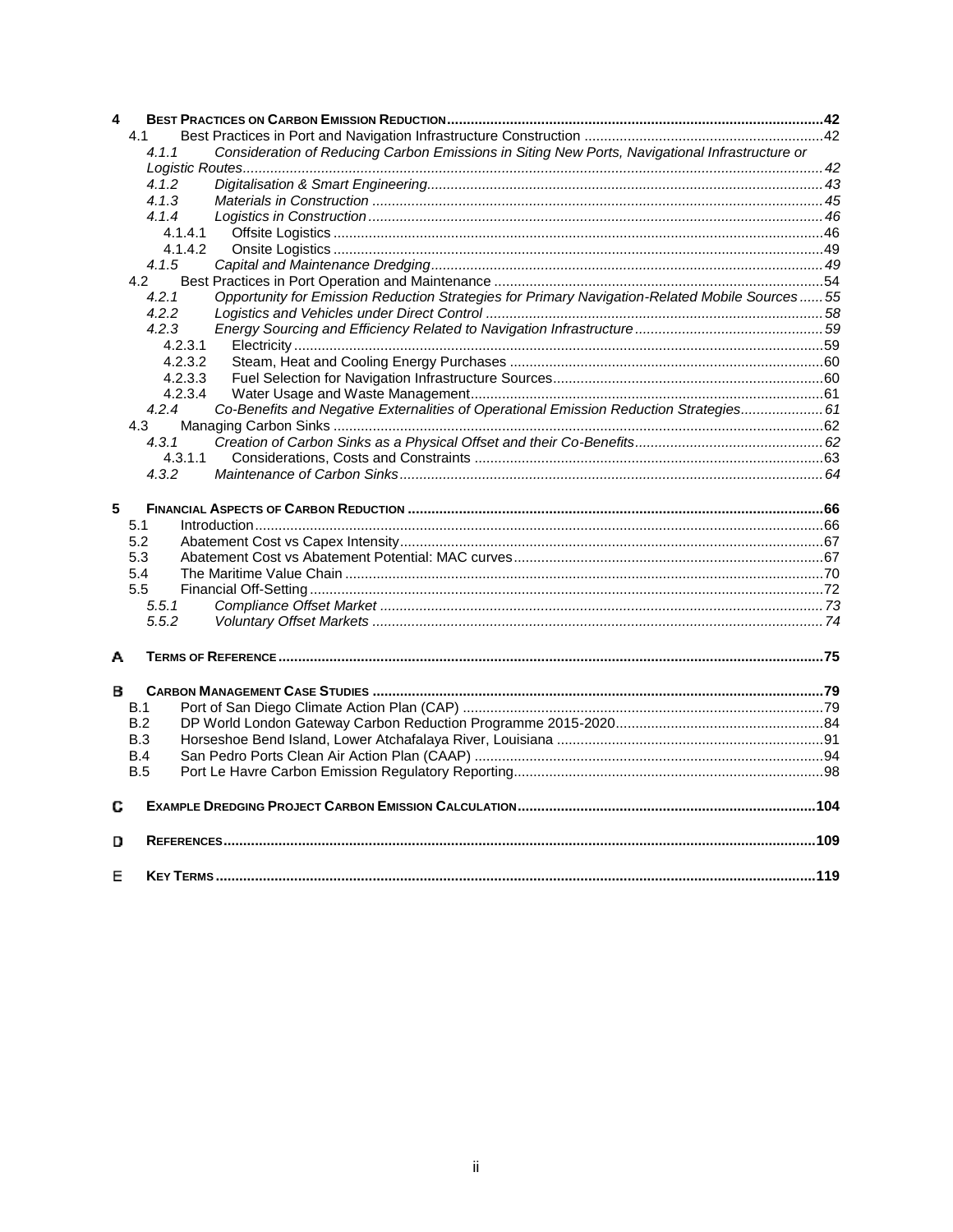**4 BEST PRACTICES ON CARBON EMISSION REDUCTION ....42**

4.1 Best Practices in Port and Navigation Infrastructure Construction ....42

*4.1.1 Consideration of Reducing Carbon Emissions in Siting New Ports, Navigational Infrastructure or Logistic Routes....42*

*4.1.2 Digitalisation & Smart Engineering....43*

*4.1.3 Materials in Construction ....45*

*4.1.4 Logistics in Construction....46*

4.1.4.1 Offsite Logistics ....46

4.1.4.2 Onsite Logistics ....49

*4.1.5 Capital and Maintenance Dredging....49*

4.2 Best Practices in Port Operation and Maintenance ....54

*4.2.1 Opportunity for Emission Reduction Strategies for Primary Navigation-Related Mobile Sources ....55*

*4.2.2 Logistics and Vehicles under Direct Control ....58*

*4.2.3 Energy Sourcing and Efficiency Related to Navigation Infrastructure....59*

4.2.3.1 Electricity ....59

4.2.3.2 Steam, Heat and Cooling Energy Purchases ....60

4.2.3.3 Fuel Selection for Navigation Infrastructure Sources....60

4.2.3.4 Water Usage and Waste Management....61

*4.2.4 Co-Benefits and Negative Externalities of Operational Emission Reduction Strategies....61*

4.3 Managing Carbon Sinks ....62

*4.3.1 Creation of Carbon Sinks as a Physical Offset and their Co-Benefits....62*

4.3.1.1 Considerations, Costs and Constraints ....63

*4.3.2 Maintenance of Carbon Sinks....64*

**5 FINANCIAL ASPECTS OF CARBON REDUCTION ....66**

5.1 Introduction....66

5.2 Abatement Cost vs Capex Intensity....67

5.3 Abatement Cost vs Abatement Potential: MAC curves....67

5.4 The Maritime Value Chain ....70

5.5 Financial Off-Setting....72

*5.5.1 Compliance Offset Market ....73*

*5.5.2 Voluntary Offset Markets ....74*

**A TERMS OF REFERENCE....75**

**B CARBON MANAGEMENT CASE STUDIES ....79**

B.1 Port of San Diego Climate Action Plan (CAP) ....79

B.2 DP World London Gateway Carbon Reduction Programme 2015-2020....84

B.3 Horseshoe Bend Island, Lower Atchafalaya River, Louisiana ....91

B.4 San Pedro Ports Clean Air Action Plan (CAAP) ....94

B.5 Port Le Havre Carbon Emission Regulatory Reporting....98

**C EXAMPLE DREDGING PROJECT CARBON EMISSION CALCULATION....104**

**D REFERENCES....109**

**E KEY TERMS....119**